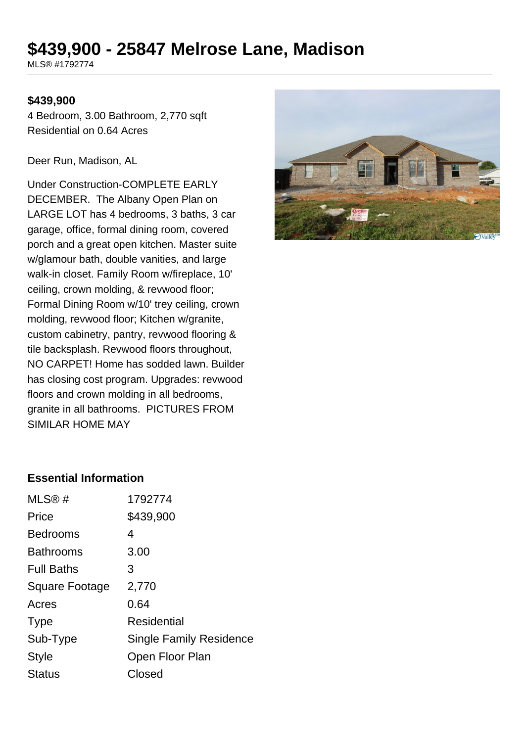# $439,900 - 25847 Melrose Lane, Madison

MLS® #1792774

**$439,900**

4 Bedroom, 3.00 Bathroom, 2,770 sqft
Residential on 0.64 Acres

Deer Run, Madison, AL

Under Construction-COMPLETE EARLY DECEMBER. The Albany Open Plan on LARGE LOT has 4 bedrooms, 3 baths, 3 car garage, office, formal dining room, covered porch and a great open kitchen. Master suite w/glamour bath, double vanities, and large walk-in closet. Family Room w/fireplace, 10' ceiling, crown molding, & revwood floor; Formal Dining Room w/10' trey ceiling, crown molding, revwood floor; Kitchen w/granite, custom cabinetry, pantry, revwood flooring & tile backsplash. Revwood floors throughout, NO CARPET! Home has sodded lawn. Builder has closing cost program. Upgrades: revwood floors and crown molding in all bedrooms, granite in all bathrooms. PICTURES FROM SIMILAR HOME MAY

### Essential Information

| | |
|---|---|
| MLS® # | 1792774 |
| Price | $439,900 |
| Bedrooms | 4 |
| Bathrooms | 3.00 |
| Full Baths | 3 |
| Square Footage | 2,770 |
| Acres | 0.64 |
| Type | Residential |
| Sub-Type | Single Family Residence |
| Style | Open Floor Plan |
| Status | Closed |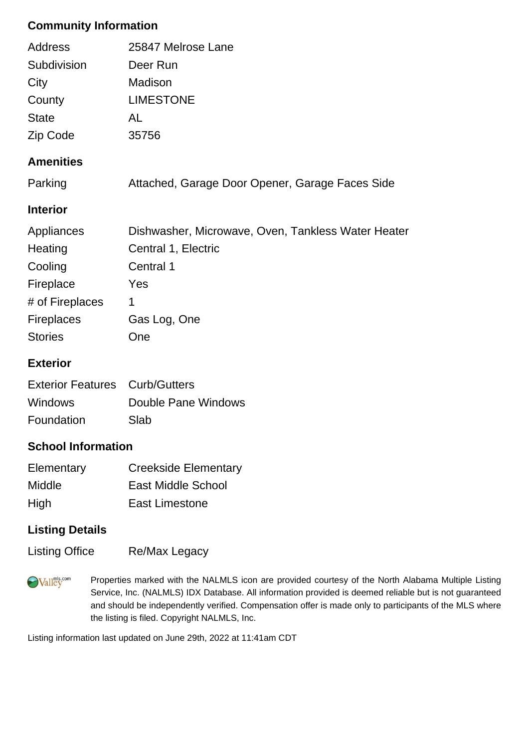## Community Information

| | |
|---|---|
| Address | 25847 Melrose Lane |
| Subdivision | Deer Run |
| City | Madison |
| County | LIMESTONE |
| State | AL |
| Zip Code | 35756 |

## Amenities

| | |
|---|---|
| Parking | Attached, Garage Door Opener, Garage Faces Side |

## Interior

| | |
|---|---|
| Appliances | Dishwasher, Microwave, Oven, Tankless Water Heater |
| Heating | Central 1, Electric |
| Cooling | Central 1 |
| Fireplace | Yes |
| # of Fireplaces | 1 |
| Fireplaces | Gas Log, One |
| Stories | One |

## Exterior

| | |
|---|---|
| Exterior Features | Curb/Gutters |
| Windows | Double Pane Windows |
| Foundation | Slab |

## School Information

| | |
|---|---|
| Elementary | Creekside Elementary |
| Middle | East Middle School |
| High | East Limestone |

## Listing Details

| | |
|---|---|
| Listing Office | Re/Max Legacy |

Properties marked with the NALMLS icon are provided courtesy of the North Alabama Multiple Listing Service, Inc. (NALMLS) IDX Database. All information provided is deemed reliable but is not guaranteed and should be independently verified. Compensation offer is made only to participants of the MLS where the listing is filed. Copyright NALMLS, Inc.

Listing information last updated on June 29th, 2022 at 11:41am CDT